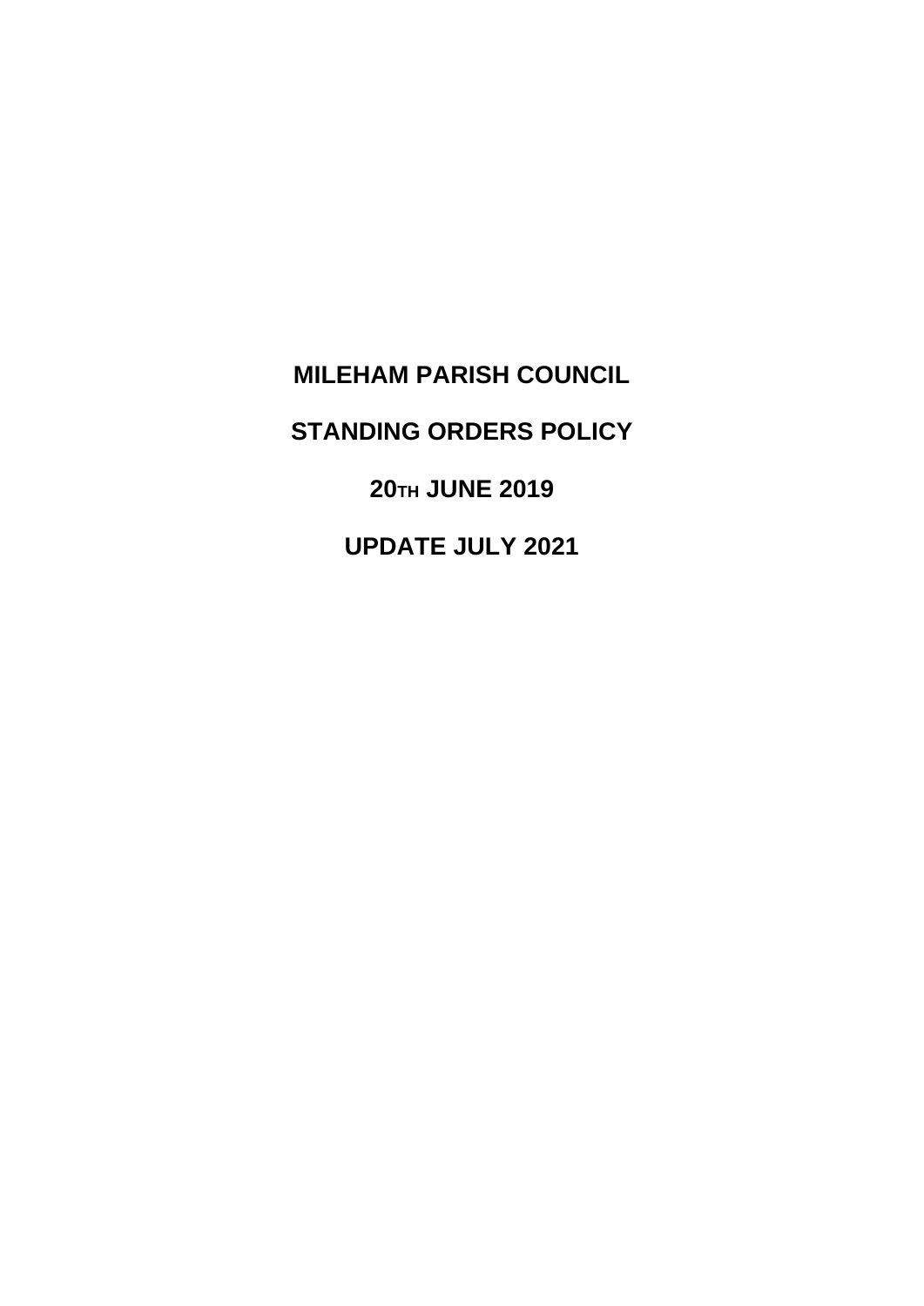# MILEHAM PARISH COUNCIL

# STANDING ORDERS POLICY

# 20TH JUNE 2019

# UPDATE JULY 2021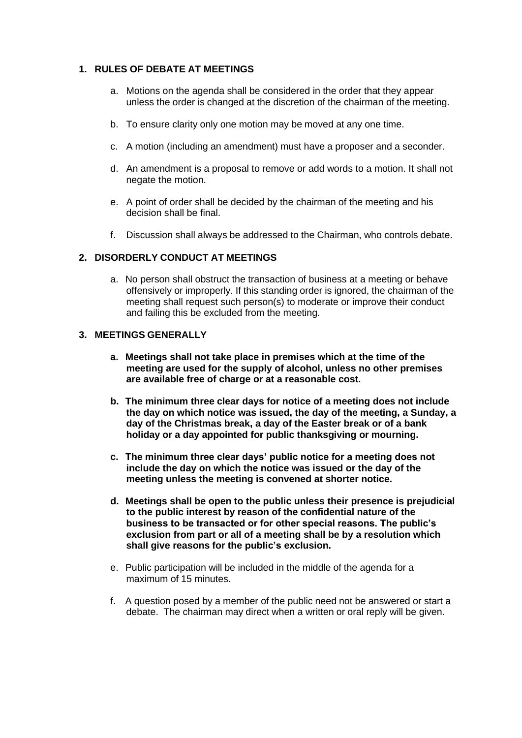## 1. RULES OF DEBATE AT MEETINGS

a. Motions on the agenda shall be considered in the order that they appear unless the order is changed at the discretion of the chairman of the meeting.

b. To ensure clarity only one motion may be moved at any one time.

c. A motion (including an amendment) must have a proposer and a seconder.

d. An amendment is a proposal to remove or add words to a motion. It shall not negate the motion.

e. A point of order shall be decided by the chairman of the meeting and his decision shall be final.

f. Discussion shall always be addressed to the Chairman, who controls debate.

## 2. DISORDERLY CONDUCT AT MEETINGS

a. No person shall obstruct the transaction of business at a meeting or behave offensively or improperly. If this standing order is ignored, the chairman of the meeting shall request such person(s) to moderate or improve their conduct and failing this be excluded from the meeting.

## 3. MEETINGS GENERALLY

**a. Meetings shall not take place in premises which at the time of the meeting are used for the supply of alcohol, unless no other premises are available free of charge or at a reasonable cost.**

**b. The minimum three clear days for notice of a meeting does not include the day on which notice was issued, the day of the meeting, a Sunday, a day of the Christmas break, a day of the Easter break or of a bank holiday or a day appointed for public thanksgiving or mourning.**

**c. The minimum three clear days' public notice for a meeting does not include the day on which the notice was issued or the day of the meeting unless the meeting is convened at shorter notice.**

**d. Meetings shall be open to the public unless their presence is prejudicial to the public interest by reason of the confidential nature of the business to be transacted or for other special reasons. The public's exclusion from part or all of a meeting shall be by a resolution which shall give reasons for the public's exclusion.**

e. Public participation will be included in the middle of the agenda for a maximum of 15 minutes.

f. A question posed by a member of the public need not be answered or start a debate. The chairman may direct when a written or oral reply will be given.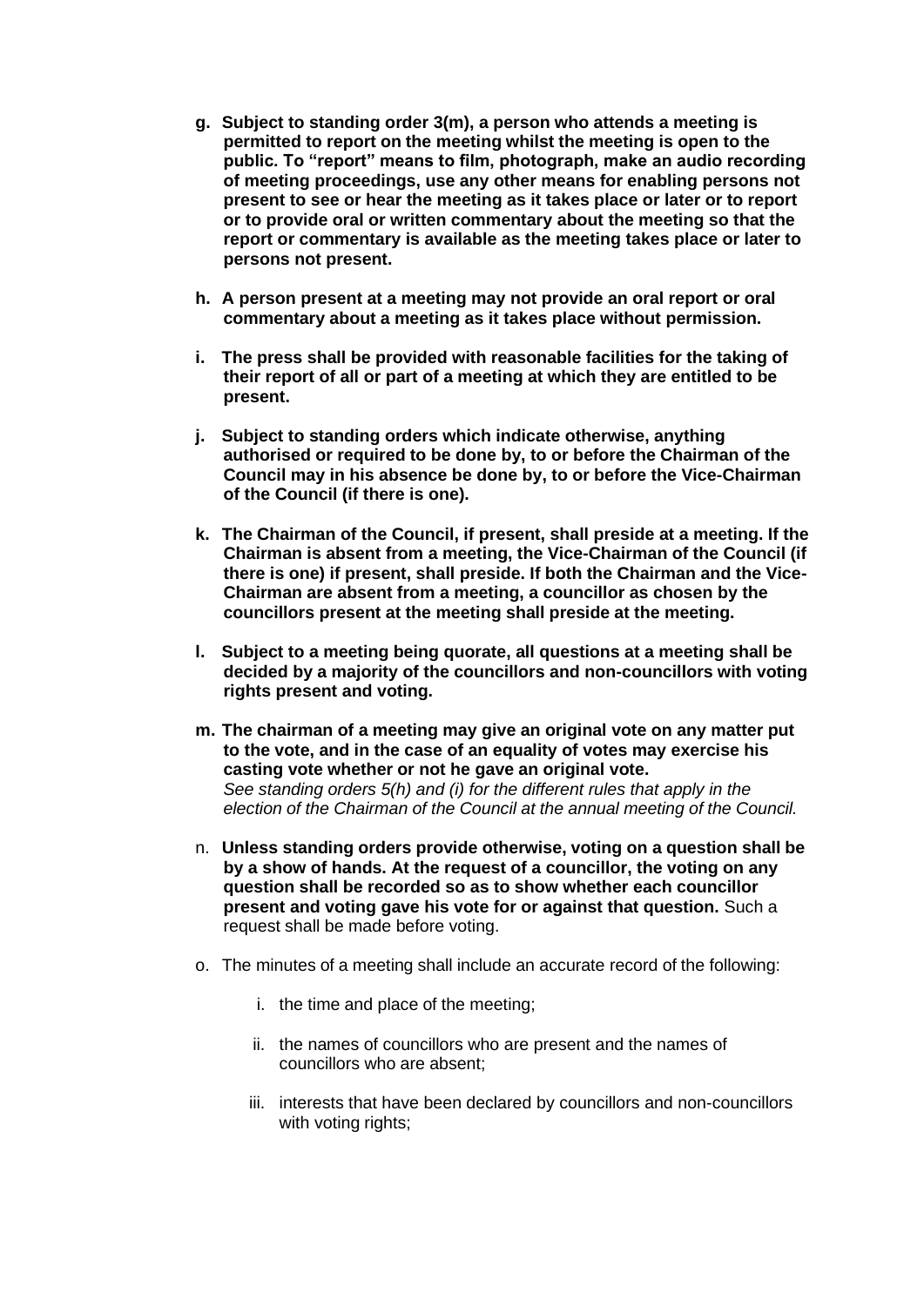g. **Subject to standing order 3(m), a person who attends a meeting is permitted to report on the meeting whilst the meeting is open to the public. To "report" means to film, photograph, make an audio recording of meeting proceedings, use any other means for enabling persons not present to see or hear the meeting as it takes place or later or to report or to provide oral or written commentary about the meeting so that the report or commentary is available as the meeting takes place or later to persons not present.**

h. **A person present at a meeting may not provide an oral report or oral commentary about a meeting as it takes place without permission.**

i. **The press shall be provided with reasonable facilities for the taking of their report of all or part of a meeting at which they are entitled to be present.**

j. **Subject to standing orders which indicate otherwise, anything authorised or required to be done by, to or before the Chairman of the Council may in his absence be done by, to or before the Vice-Chairman of the Council (if there is one).**

k. **The Chairman of the Council, if present, shall preside at a meeting. If the Chairman is absent from a meeting, the Vice-Chairman of the Council (if there is one) if present, shall preside. If both the Chairman and the Vice-Chairman are absent from a meeting, a councillor as chosen by the councillors present at the meeting shall preside at the meeting.**

l. **Subject to a meeting being quorate, all questions at a meeting shall be decided by a majority of the councillors and non-councillors with voting rights present and voting.**

m. **The chairman of a meeting may give an original vote on any matter put to the vote, and in the case of an equality of votes may exercise his casting vote whether or not he gave an original vote.**
   *See standing orders 5(h) and (i) for the different rules that apply in the election of the Chairman of the Council at the annual meeting of the Council.*

n. **Unless standing orders provide otherwise, voting on a question shall be by a show of hands. At the request of a councillor, the voting on any question shall be recorded so as to show whether each councillor present and voting gave his vote for or against that question.** Such a request shall be made before voting.

o. The minutes of a meeting shall include an accurate record of the following:

   i. the time and place of the meeting;

   ii. the names of councillors who are present and the names of councillors who are absent;

   iii. interests that have been declared by councillors and non-councillors with voting rights;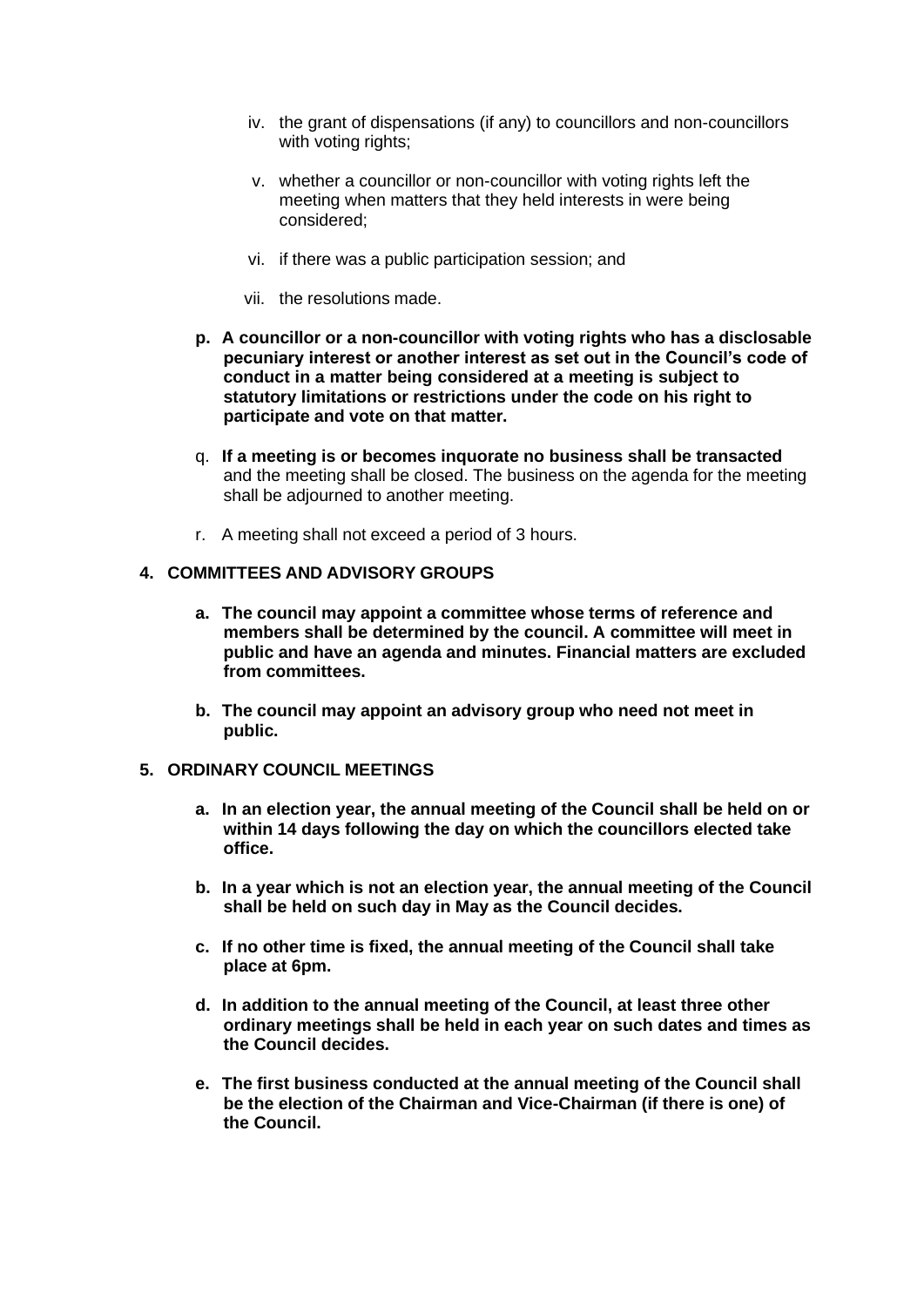iv. the grant of dispensations (if any) to councillors and non-councillors with voting rights;

v. whether a councillor or non-councillor with voting rights left the meeting when matters that they held interests in were being considered;

vi. if there was a public participation session; and

vii. the resolutions made.

**p. A councillor or a non-councillor with voting rights who has a disclosable pecuniary interest or another interest as set out in the Council's code of conduct in a matter being considered at a meeting is subject to statutory limitations or restrictions under the code on his right to participate and vote on that matter.**

q. **If a meeting is or becomes inquorate no business shall be transacted** and the meeting shall be closed. The business on the agenda for the meeting shall be adjourned to another meeting.

r. A meeting shall not exceed a period of 3 hours.

**4. COMMITTEES AND ADVISORY GROUPS**

**a. The council may appoint a committee whose terms of reference and members shall be determined by the council. A committee will meet in public and have an agenda and minutes. Financial matters are excluded from committees.**

**b. The council may appoint an advisory group who need not meet in public.**

**5. ORDINARY COUNCIL MEETINGS**

**a. In an election year, the annual meeting of the Council shall be held on or within 14 days following the day on which the councillors elected take office.**

**b. In a year which is not an election year, the annual meeting of the Council shall be held on such day in May as the Council decides.**

**c. If no other time is fixed, the annual meeting of the Council shall take place at 6pm.**

**d. In addition to the annual meeting of the Council, at least three other ordinary meetings shall be held in each year on such dates and times as the Council decides.**

**e. The first business conducted at the annual meeting of the Council shall be the election of the Chairman and Vice-Chairman (if there is one) of the Council.**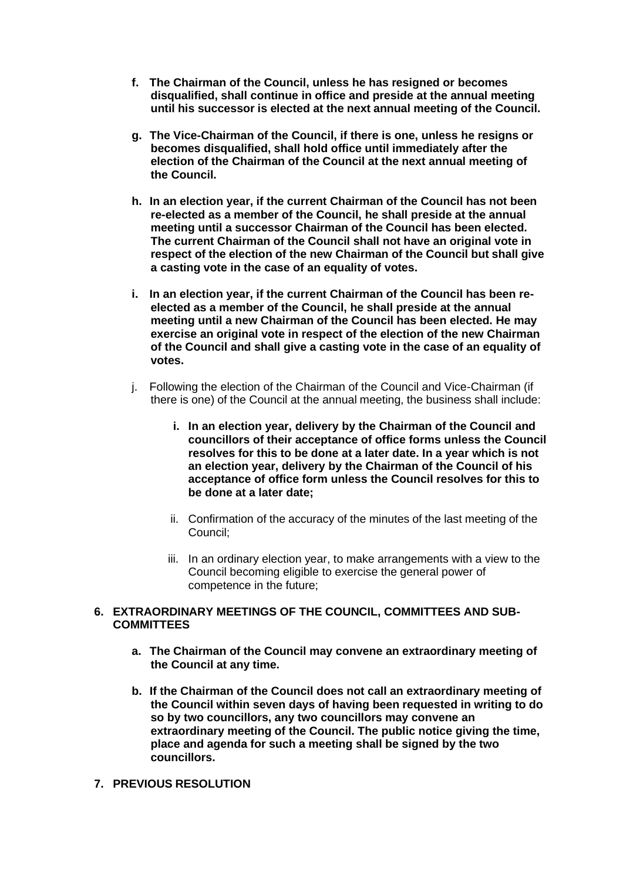- **f. The Chairman of the Council, unless he has resigned or becomes disqualified, shall continue in office and preside at the annual meeting until his successor is elected at the next annual meeting of the Council.**

- **g. The Vice-Chairman of the Council, if there is one, unless he resigns or becomes disqualified, shall hold office until immediately after the election of the Chairman of the Council at the next annual meeting of the Council.**

- **h. In an election year, if the current Chairman of the Council has not been re-elected as a member of the Council, he shall preside at the annual meeting until a successor Chairman of the Council has been elected. The current Chairman of the Council shall not have an original vote in respect of the election of the new Chairman of the Council but shall give a casting vote in the case of an equality of votes.**

- **i. In an election year, if the current Chairman of the Council has been re-elected as a member of the Council, he shall preside at the annual meeting until a new Chairman of the Council has been elected. He may exercise an original vote in respect of the election of the new Chairman of the Council and shall give a casting vote in the case of an equality of votes.**

- j. Following the election of the Chairman of the Council and Vice-Chairman (if there is one) of the Council at the annual meeting, the business shall include:

    - **i. In an election year, delivery by the Chairman of the Council and councillors of their acceptance of office forms unless the Council resolves for this to be done at a later date. In a year which is not an election year, delivery by the Chairman of the Council of his acceptance of office form unless the Council resolves for this to be done at a later date;**

    - ii. Confirmation of the accuracy of the minutes of the last meeting of the Council;

    - iii. In an ordinary election year, to make arrangements with a view to the Council becoming eligible to exercise the general power of competence in the future;

## 6. EXTRAORDINARY MEETINGS OF THE COUNCIL, COMMITTEES AND SUB-COMMITTEES

- **a. The Chairman of the Council may convene an extraordinary meeting of the Council at any time.**

- **b. If the Chairman of the Council does not call an extraordinary meeting of the Council within seven days of having been requested in writing to do so by two councillors, any two councillors may convene an extraordinary meeting of the Council. The public notice giving the time, place and agenda for such a meeting shall be signed by the two councillors.**

## 7. PREVIOUS RESOLUTION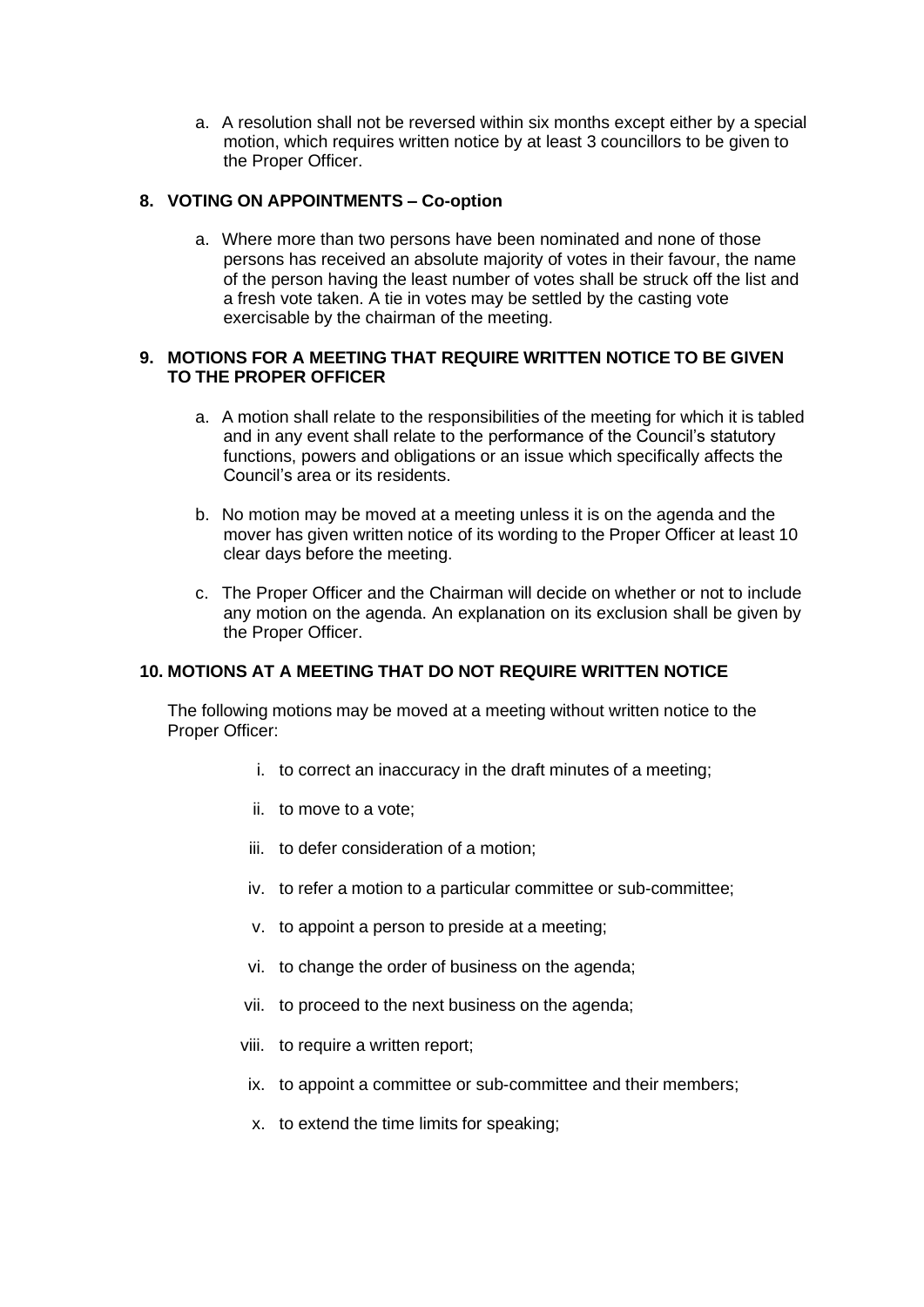a. A resolution shall not be reversed within six months except either by a special motion, which requires written notice by at least 3 councillors to be given to the Proper Officer.

## 8. VOTING ON APPOINTMENTS – Co-option

a. Where more than two persons have been nominated and none of those persons has received an absolute majority of votes in their favour, the name of the person having the least number of votes shall be struck off the list and a fresh vote taken. A tie in votes may be settled by the casting vote exercisable by the chairman of the meeting.

## 9. MOTIONS FOR A MEETING THAT REQUIRE WRITTEN NOTICE TO BE GIVEN TO THE PROPER OFFICER

a. A motion shall relate to the responsibilities of the meeting for which it is tabled and in any event shall relate to the performance of the Council's statutory functions, powers and obligations or an issue which specifically affects the Council's area or its residents.

b. No motion may be moved at a meeting unless it is on the agenda and the mover has given written notice of its wording to the Proper Officer at least 10 clear days before the meeting.

c. The Proper Officer and the Chairman will decide on whether or not to include any motion on the agenda. An explanation on its exclusion shall be given by the Proper Officer.

## 10. MOTIONS AT A MEETING THAT DO NOT REQUIRE WRITTEN NOTICE

The following motions may be moved at a meeting without written notice to the Proper Officer:

i. to correct an inaccuracy in the draft minutes of a meeting;

ii. to move to a vote;

iii. to defer consideration of a motion;

iv. to refer a motion to a particular committee or sub-committee;

v. to appoint a person to preside at a meeting;

vi. to change the order of business on the agenda;

vii. to proceed to the next business on the agenda;

viii. to require a written report;

ix. to appoint a committee or sub-committee and their members;

x. to extend the time limits for speaking;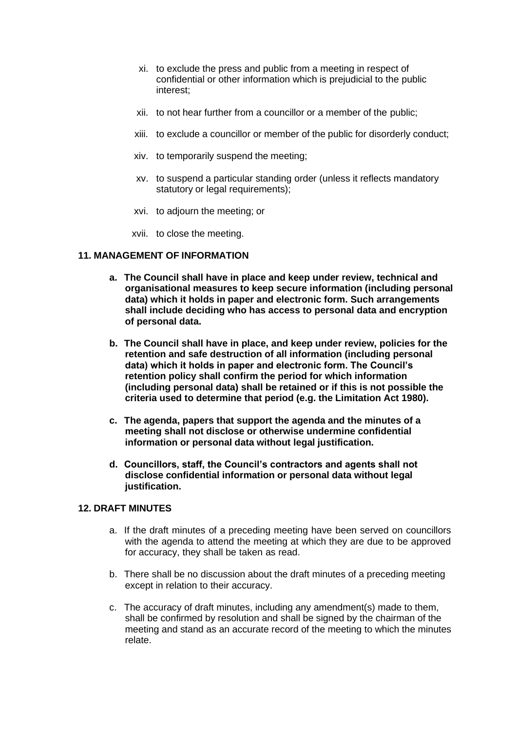xi. to exclude the press and public from a meeting in respect of confidential or other information which is prejudicial to the public interest;

xii. to not hear further from a councillor or a member of the public;

xiii. to exclude a councillor or member of the public for disorderly conduct;

xiv. to temporarily suspend the meeting;

xv. to suspend a particular standing order (unless it reflects mandatory statutory or legal requirements);

xvi. to adjourn the meeting; or

xvii. to close the meeting.

## 11. MANAGEMENT OF INFORMATION

**a. The Council shall have in place and keep under review, technical and organisational measures to keep secure information (including personal data) which it holds in paper and electronic form. Such arrangements shall include deciding who has access to personal data and encryption of personal data.**

**b. The Council shall have in place, and keep under review, policies for the retention and safe destruction of all information (including personal data) which it holds in paper and electronic form. The Council's retention policy shall confirm the period for which information (including personal data) shall be retained or if this is not possible the criteria used to determine that period (e.g. the Limitation Act 1980).**

**c. The agenda, papers that support the agenda and the minutes of a meeting shall not disclose or otherwise undermine confidential information or personal data without legal justification.**

**d. Councillors, staff, the Council's contractors and agents shall not disclose confidential information or personal data without legal justification.**

## 12. DRAFT MINUTES

a. If the draft minutes of a preceding meeting have been served on councillors with the agenda to attend the meeting at which they are due to be approved for accuracy, they shall be taken as read.

b. There shall be no discussion about the draft minutes of a preceding meeting except in relation to their accuracy.

c. The accuracy of draft minutes, including any amendment(s) made to them, shall be confirmed by resolution and shall be signed by the chairman of the meeting and stand as an accurate record of the meeting to which the minutes relate.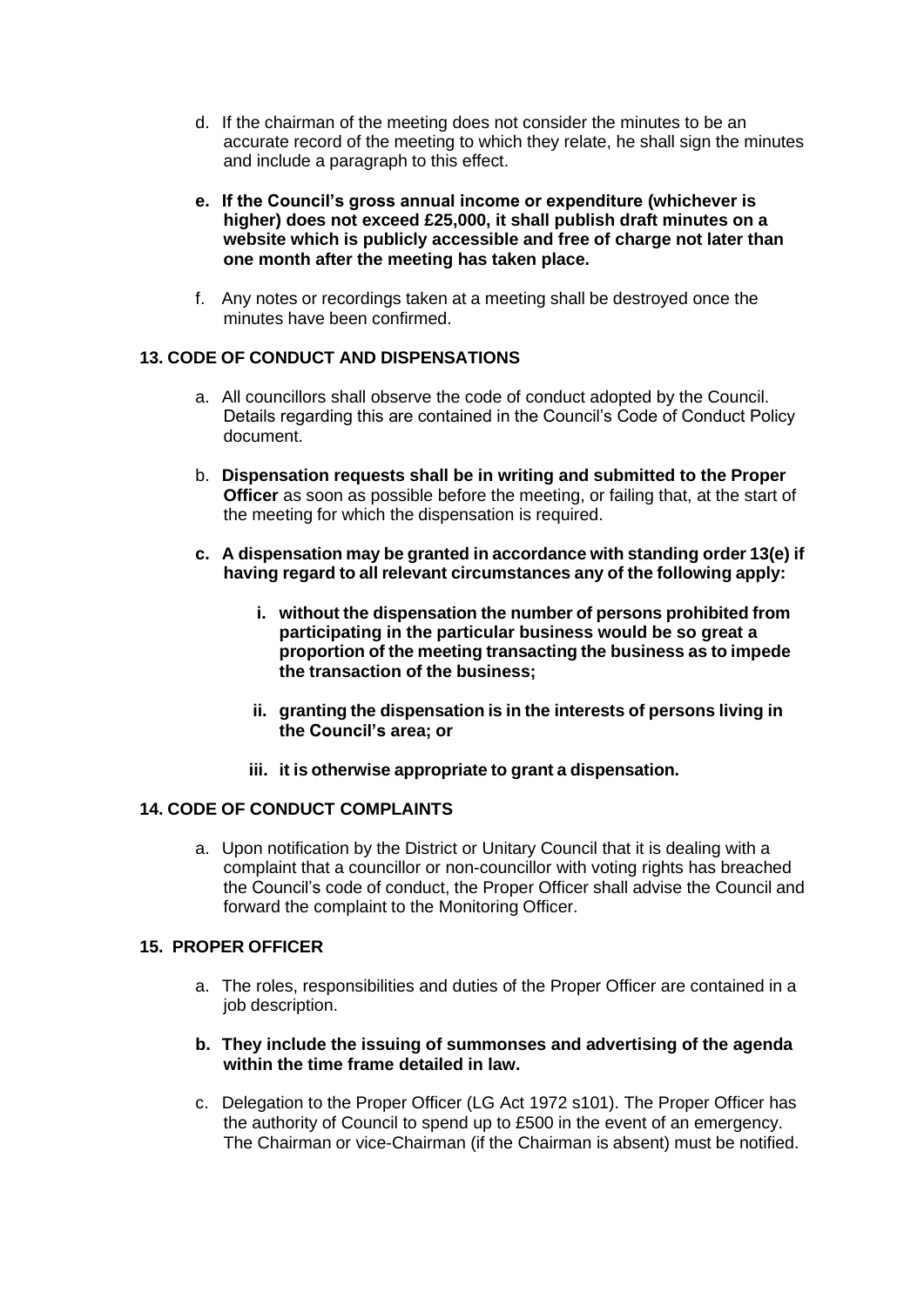d. If the chairman of the meeting does not consider the minutes to be an accurate record of the meeting to which they relate, he shall sign the minutes and include a paragraph to this effect.

**e. If the Council's gross annual income or expenditure (whichever is higher) does not exceed £25,000, it shall publish draft minutes on a website which is publicly accessible and free of charge not later than one month after the meeting has taken place.**

f. Any notes or recordings taken at a meeting shall be destroyed once the minutes have been confirmed.

### 13. CODE OF CONDUCT AND DISPENSATIONS

a. All councillors shall observe the code of conduct adopted by the Council. Details regarding this are contained in the Council's Code of Conduct Policy document.

b. **Dispensation requests shall be in writing and submitted to the Proper Officer** as soon as possible before the meeting, or failing that, at the start of the meeting for which the dispensation is required.

**c. A dispensation may be granted in accordance with standing order 13(e) if having regard to all relevant circumstances any of the following apply:**

**i. without the dispensation the number of persons prohibited from participating in the particular business would be so great a proportion of the meeting transacting the business as to impede the transaction of the business;**

**ii. granting the dispensation is in the interests of persons living in the Council's area; or**

**iii. it is otherwise appropriate to grant a dispensation.**

### 14. CODE OF CONDUCT COMPLAINTS

a. Upon notification by the District or Unitary Council that it is dealing with a complaint that a councillor or non-councillor with voting rights has breached the Council's code of conduct, the Proper Officer shall advise the Council and forward the complaint to the Monitoring Officer.

### 15. PROPER OFFICER

a. The roles, responsibilities and duties of the Proper Officer are contained in a job description.

**b. They include the issuing of summonses and advertising of the agenda within the time frame detailed in law.**

c. Delegation to the Proper Officer (LG Act 1972 s101). The Proper Officer has the authority of Council to spend up to £500 in the event of an emergency. The Chairman or vice-Chairman (if the Chairman is absent) must be notified.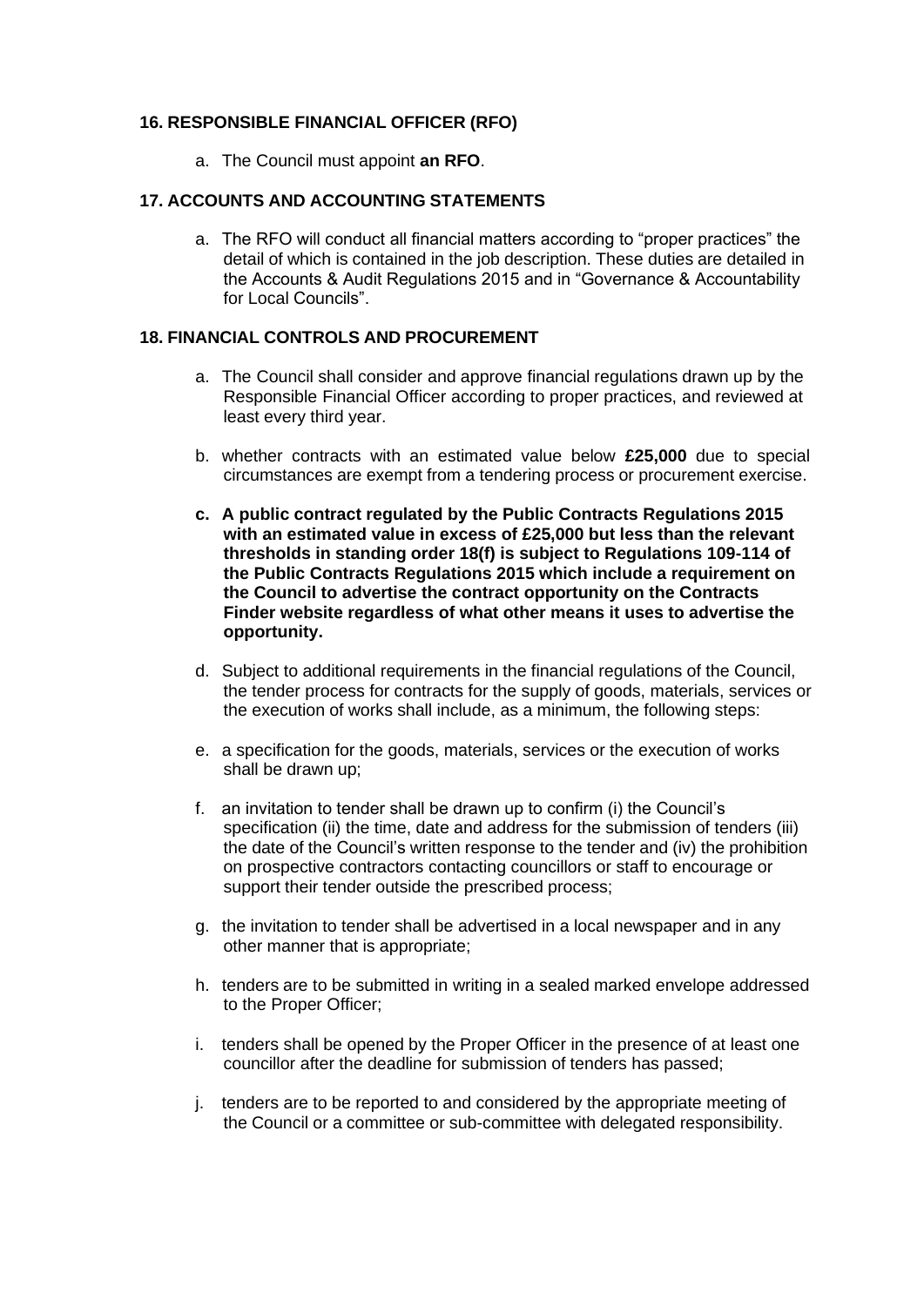**16. RESPONSIBLE FINANCIAL OFFICER (RFO)**

a. The Council must appoint **an RFO**.

**17. ACCOUNTS AND ACCOUNTING STATEMENTS**

a. The RFO will conduct all financial matters according to "proper practices" the detail of which is contained in the job description. These duties are detailed in the Accounts & Audit Regulations 2015 and in "Governance & Accountability for Local Councils".

**18. FINANCIAL CONTROLS AND PROCUREMENT**

a. The Council shall consider and approve financial regulations drawn up by the Responsible Financial Officer according to proper practices, and reviewed at least every third year.

b. whether contracts with an estimated value below **£25,000** due to special circumstances are exempt from a tendering process or procurement exercise.

**c. A public contract regulated by the Public Contracts Regulations 2015 with an estimated value in excess of £25,000 but less than the relevant thresholds in standing order 18(f) is subject to Regulations 109-114 of the Public Contracts Regulations 2015 which include a requirement on the Council to advertise the contract opportunity on the Contracts Finder website regardless of what other means it uses to advertise the opportunity.**

d. Subject to additional requirements in the financial regulations of the Council, the tender process for contracts for the supply of goods, materials, services or the execution of works shall include, as a minimum, the following steps:

e. a specification for the goods, materials, services or the execution of works shall be drawn up;

f. an invitation to tender shall be drawn up to confirm (i) the Council's specification (ii) the time, date and address for the submission of tenders (iii) the date of the Council's written response to the tender and (iv) the prohibition on prospective contractors contacting councillors or staff to encourage or support their tender outside the prescribed process;

g. the invitation to tender shall be advertised in a local newspaper and in any other manner that is appropriate;

h. tenders are to be submitted in writing in a sealed marked envelope addressed to the Proper Officer;

i. tenders shall be opened by the Proper Officer in the presence of at least one councillor after the deadline for submission of tenders has passed;

j. tenders are to be reported to and considered by the appropriate meeting of the Council or a committee or sub-committee with delegated responsibility.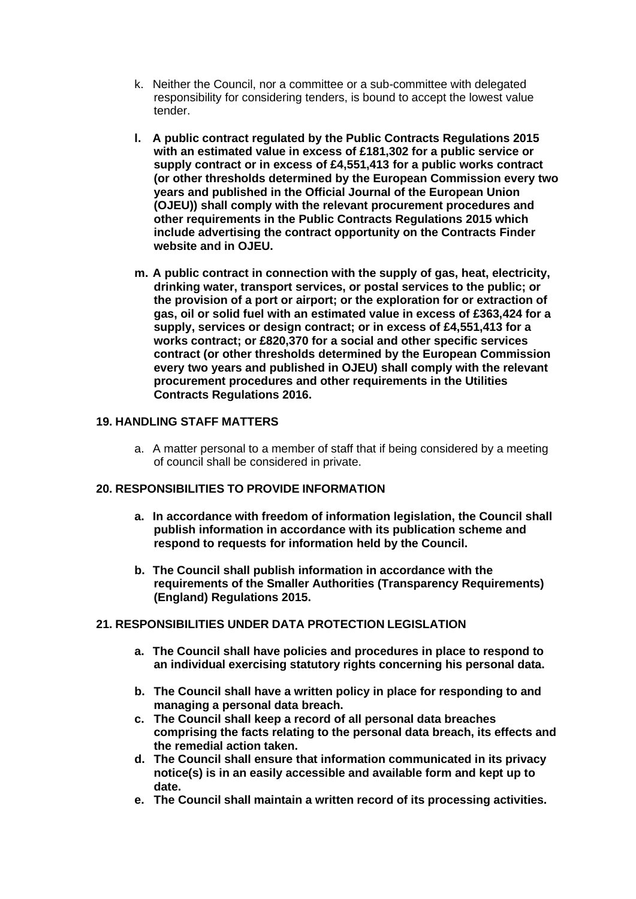k. Neither the Council, nor a committee or a sub-committee with delegated responsibility for considering tenders, is bound to accept the lowest value tender.

**l. A public contract regulated by the Public Contracts Regulations 2015 with an estimated value in excess of £181,302 for a public service or supply contract or in excess of £4,551,413 for a public works contract (or other thresholds determined by the European Commission every two years and published in the Official Journal of the European Union (OJEU)) shall comply with the relevant procurement procedures and other requirements in the Public Contracts Regulations 2015 which include advertising the contract opportunity on the Contracts Finder website and in OJEU.**

**m. A public contract in connection with the supply of gas, heat, electricity, drinking water, transport services, or postal services to the public; or the provision of a port or airport; or the exploration for or extraction of gas, oil or solid fuel with an estimated value in excess of £363,424 for a supply, services or design contract; or in excess of £4,551,413 for a works contract; or £820,370 for a social and other specific services contract (or other thresholds determined by the European Commission every two years and published in OJEU) shall comply with the relevant procurement procedures and other requirements in the Utilities Contracts Regulations 2016.**

## 19. HANDLING STAFF MATTERS

a. A matter personal to a member of staff that if being considered by a meeting of council shall be considered in private.

## 20. RESPONSIBILITIES TO PROVIDE INFORMATION

**a. In accordance with freedom of information legislation, the Council shall publish information in accordance with its publication scheme and respond to requests for information held by the Council.**

**b. The Council shall publish information in accordance with the requirements of the Smaller Authorities (Transparency Requirements) (England) Regulations 2015.**

## 21. RESPONSIBILITIES UNDER DATA PROTECTION LEGISLATION

**a. The Council shall have policies and procedures in place to respond to an individual exercising statutory rights concerning his personal data.**

**b. The Council shall have a written policy in place for responding to and managing a personal data breach.**

**c. The Council shall keep a record of all personal data breaches comprising the facts relating to the personal data breach, its effects and the remedial action taken.**

**d. The Council shall ensure that information communicated in its privacy notice(s) is in an easily accessible and available form and kept up to date.**

**e. The Council shall maintain a written record of its processing activities.**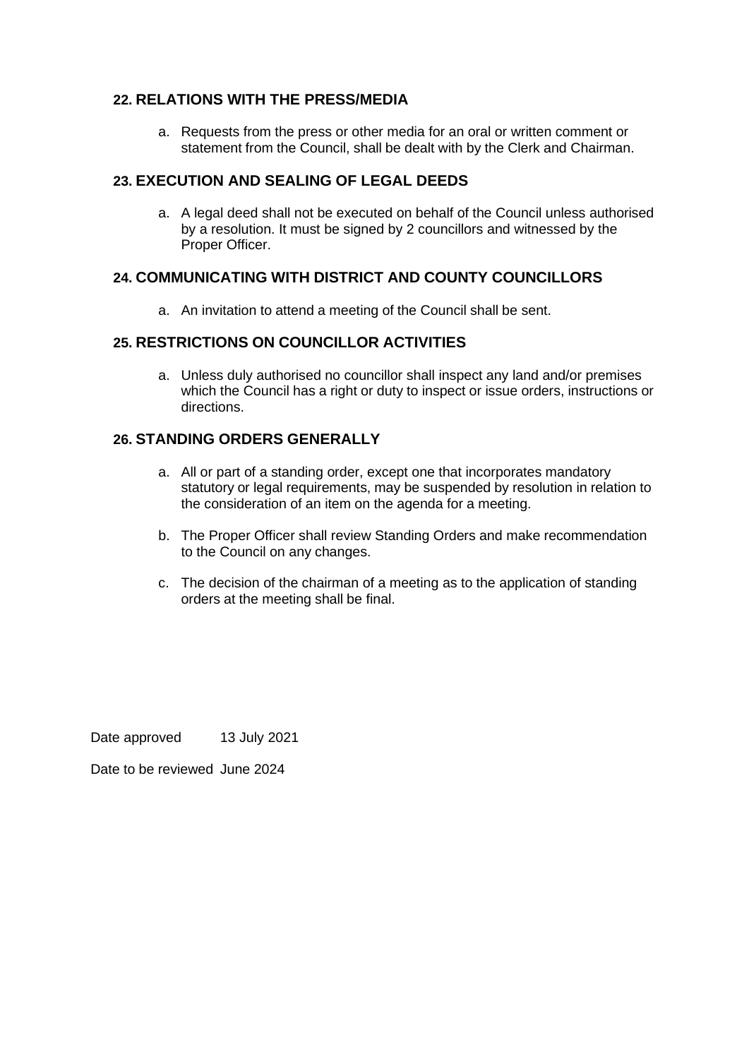## 22. RELATIONS WITH THE PRESS/MEDIA

a. Requests from the press or other media for an oral or written comment or statement from the Council, shall be dealt with by the Clerk and Chairman.

## 23. EXECUTION AND SEALING OF LEGAL DEEDS

a. A legal deed shall not be executed on behalf of the Council unless authorised by a resolution. It must be signed by 2 councillors and witnessed by the Proper Officer.

## 24. COMMUNICATING WITH DISTRICT AND COUNTY COUNCILLORS

a. An invitation to attend a meeting of the Council shall be sent.

## 25. RESTRICTIONS ON COUNCILLOR ACTIVITIES

a. Unless duly authorised no councillor shall inspect any land and/or premises which the Council has a right or duty to inspect or issue orders, instructions or directions.

## 26. STANDING ORDERS GENERALLY

a. All or part of a standing order, except one that incorporates mandatory statutory or legal requirements, may be suspended by resolution in relation to the consideration of an item on the agenda for a meeting.

b. The Proper Officer shall review Standing Orders and make recommendation to the Council on any changes.

c. The decision of the chairman of a meeting as to the application of standing orders at the meeting shall be final.

Date approved 13 July 2021

Date to be reviewed June 2024